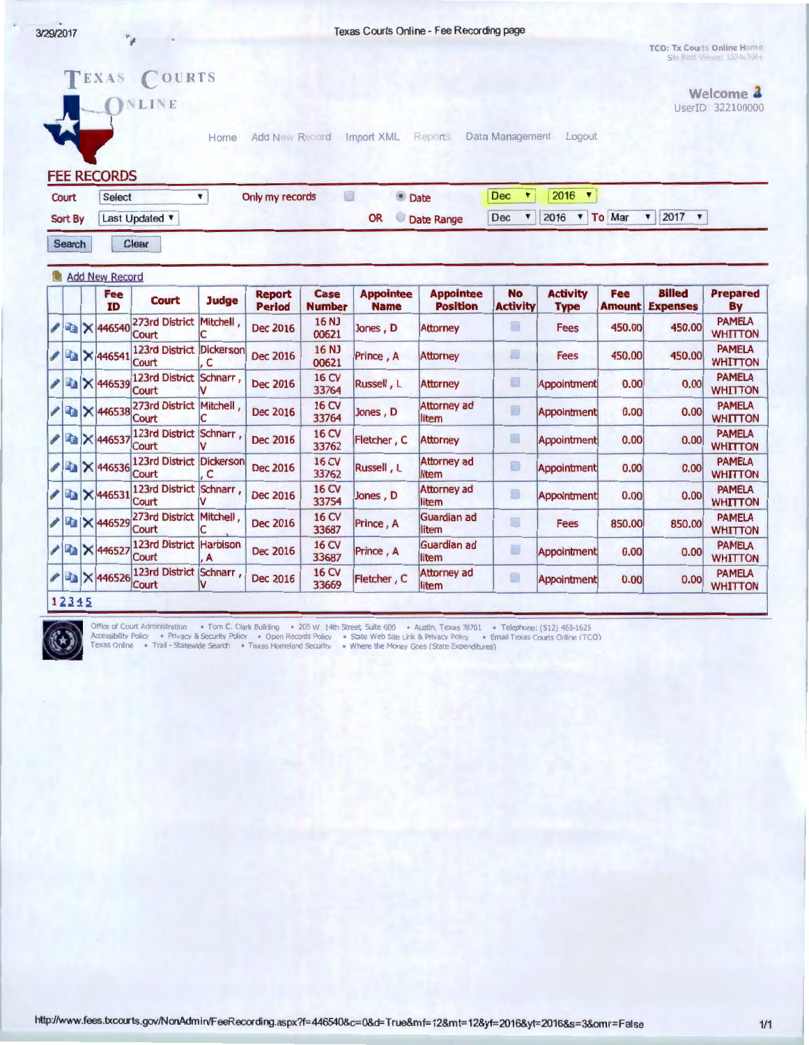TCO: Tx Courts Online Home
Site Best Viewed 1024x768+

# TEXAS COURTS ONLINE

Welcome
UserID 322109000

Home | Add New Record | Import XML | Reports | Data Management | Logout

## FEE RECORDS

Court: Select | Only my records | Date: Dec 2016
Sort By: Last Updated | OR | Date Range: Dec 2016 To Mar 2017

Search | Clear

Add New Record

| | | | Fee ID | Court | Judge | Report Period | Case Number | Appointee Name | Appointee Position | No Activity | Activity Type | Fee Amount | Billed Expenses | Prepared By |
|---|---|---|---|---|---|---|---|---|---|---|---|---|---|---|
| | | X | 446540 | 273rd District Court | Mitchell , C | Dec 2016 | 16 NJ 00621 | Jones , D | Attorney | | Fees | 450.00 | 450.00 | PAMELA WHITTON |
| | | X | 446541 | 123rd District Court | Dickerson , C | Dec 2016 | 16 NJ 00621 | Prince , A | Attorney | | Fees | 450.00 | 450.00 | PAMELA WHITTON |
| | | X | 446539 | 123rd District Court | Schnarr , V | Dec 2016 | 16 CV 33764 | Russell , L | Attorney | | Appointment | 0.00 | 0.00 | PAMELA WHITTON |
| | | X | 446538 | 273rd District Court | Mitchell , C | Dec 2016 | 16 CV 33764 | Jones , D | Attorney ad litem | | Appointment | 0.00 | 0.00 | PAMELA WHITTON |
| | | X | 446537 | 123rd District Court | Schnarr , V | Dec 2016 | 16 CV 33762 | Fletcher , C | Attorney | | Appointment | 0.00 | 0.00 | PAMELA WHITTON |
| | | X | 446536 | 123rd District Court | Dickerson , C | Dec 2016 | 16 CV 33762 | Russell , L | Attorney ad litem | | Appointment | 0.00 | 0.00 | PAMELA WHITTON |
| | | X | 446531 | 123rd District Court | Schnarr , V | Dec 2016 | 16 CV 33754 | Jones , D | Attorney ad litem | | Appointment | 0.00 | 0.00 | PAMELA WHITTON |
| | | X | 446529 | 273rd District Court | Mitchell , C | Dec 2016 | 16 CV 33687 | Prince , A | Guardian ad litem | | Fees | 850.00 | 850.00 | PAMELA WHITTON |
| | | X | 446527 | 123rd District Court | Harbison , A | Dec 2016 | 16 CV 33687 | Prince , A | Guardian ad litem | | Appointment | 0.00 | 0.00 | PAMELA WHITTON |
| | | X | 446526 | 123rd District Court | Schnarr , V | Dec 2016 | 16 CV 33669 | Fletcher , C | Attorney ad litem | | Appointment | 0.00 | 0.00 | PAMELA WHITTON |

1 2 3 4 5

Office of Court Administration • Tom C. Clark Building • 205 W 14th Street, Suite 600 • Austin, Texas 78701 • Telephone: (512) 463-1625
Accessibility Policy • Privacy & Security Policy • Open Records Policy • State Web Site Link & Privacy Policy • Email Texas Courts Online (TCO)
Texas Online • Trail - Statewide Search • Texas Homeland Security • Where the Money Goes (State Expenditures)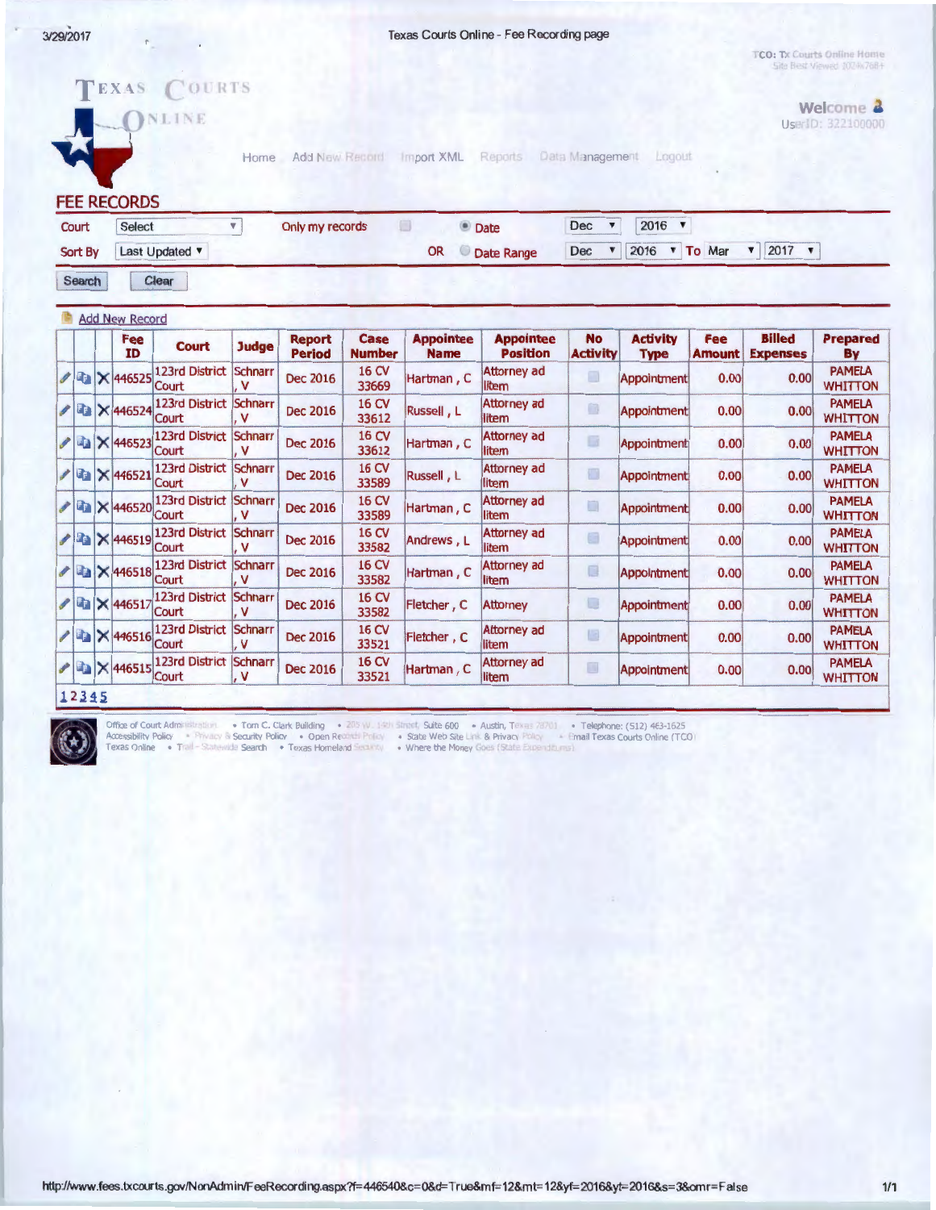Texas Courts Online - Fee Recording page

TCO: Tx Courts Online Home
Site Best Viewed: 1024x768+

# TEXAS COURTS ONLINE

Welcome
UserID: 322100000

Home Add New Record Import XML Reports Data Management Logout

## FEE RECORDS

Court: Select | Only my records | Date: Dec 2016
Sort By: Last Updated | OR | Date Range: Dec 2016 To Mar 2017

Search Clear

Add New Record

| | | | Fee ID | Court | Judge | Report Period | Case Number | Appointee Name | Appointee Position | No Activity | Activity Type | Fee Amount | Billed Expenses | Prepared By |
|---|---|---|---|---|---|---|---|---|---|---|---|---|---|---|
| | | X | 446525 | 123rd District Court | Schnarr, V | Dec 2016 | 16 CV 33669 | Hartman , C | Attorney ad litem | | Appointment | 0.00 | 0.00 | PAMELA WHITTON |
| | | X | 446524 | 123rd District Court | Schnarr, V | Dec 2016 | 16 CV 33612 | Russell , L | Attorney ad litem | | Appointment | 0.00 | 0.00 | PAMELA WHITTON |
| | | X | 446523 | 123rd District Court | Schnarr, V | Dec 2016 | 16 CV 33612 | Hartman , C | Attorney ad litem | | Appointment | 0.00 | 0.00 | PAMELA WHITTON |
| | | X | 446521 | 123rd District Court | Schnarr, V | Dec 2016 | 16 CV 33589 | Russell , L | Attorney ad litem | | Appointment | 0.00 | 0.00 | PAMELA WHITTON |
| | | X | 446520 | 123rd District Court | Schnarr, V | Dec 2016 | 16 CV 33589 | Hartman , C | Attorney ad litem | | Appointment | 0.00 | 0.00 | PAMELA WHITTON |
| | | X | 446519 | 123rd District Court | Schnarr, V | Dec 2016 | 16 CV 33582 | Andrews , L | Attorney ad litem | | Appointment | 0.00 | 0.00 | PAMELA WHITTON |
| | | X | 446518 | 123rd District Court | Schnarr, V | Dec 2016 | 16 CV 33582 | Hartman , C | Attorney ad litem | | Appointment | 0.00 | 0.00 | PAMELA WHITTON |
| | | X | 446517 | 123rd District Court | Schnarr, V | Dec 2016 | 16 CV 33582 | Fletcher , C | Attorney | | Appointment | 0.00 | 0.00 | PAMELA WHITTON |
| | | X | 446516 | 123rd District Court | Schnarr, V | Dec 2016 | 16 CV 33521 | Fletcher , C | Attorney ad litem | | Appointment | 0.00 | 0.00 | PAMELA WHITTON |
| | | X | 446515 | 123rd District Court | Schnarr, V | Dec 2016 | 16 CV 33521 | Hartman , C | Attorney ad litem | | Appointment | 0.00 | 0.00 | PAMELA WHITTON |

1 2 3 4 5

Office of Court Administration • Tom C. Clark Building • 205 W. 14th Street, Suite 600 • Austin, Texas 78701 • Telephone: (512) 463-1625
Accessibility Policy • Privacy & Security Policy • Open Records Policy • State Web Site Link & Privacy Policy • Email Texas Courts Online (TCO)
Texas Online • Trail - Statewide Search • Texas Homeland Security • Where the Money Goes (State Expenditures)

http://www.fees.txcourts.gov/NonAdmin/FeeRecording.aspx?f=446540&c=0&d=True&mf=12&mt=12&yf=2016&yt=2016&s=3&omr=False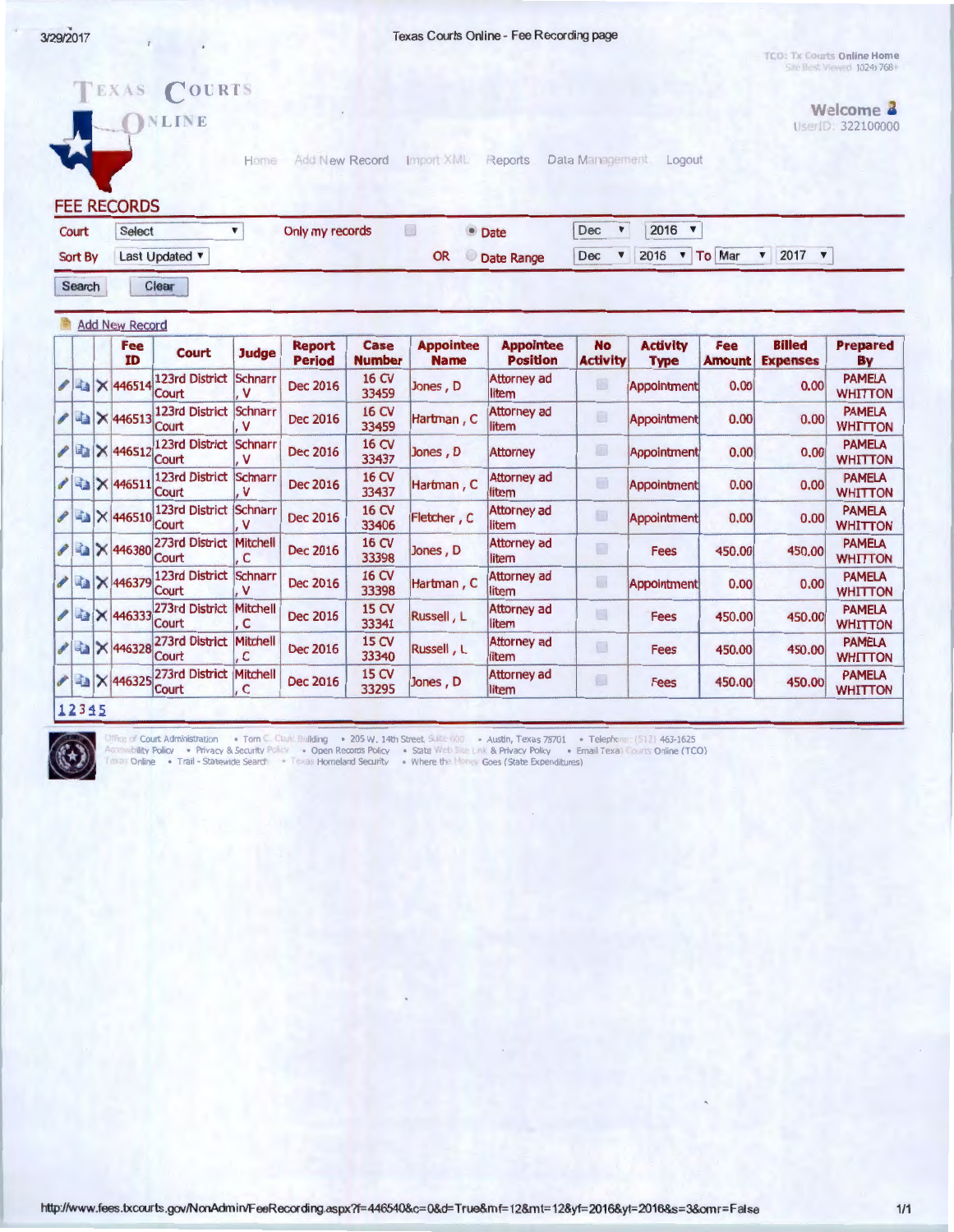# Texas Courts Online

Home | Add New Record | Import XML | Reports | Data Management | Logout

Welcome
UserID: 322100000

## FEE RECORDS

Court: Select | Only my records | Date: Dec 2016 | OR Date Range: Dec 2016 To Mar 2017

Sort By: Last Updated

Search | Clear

Add New Record

| Fee ID | Court | Judge | Report Period | Case Number | Appointee Name | Appointee Position | No Activity | Activity Type | Fee Amount | Billed Expenses | Prepared By |
|---|---|---|---|---|---|---|---|---|---|---|---|
| 446514 | 123rd District Court | Schnarr, V | Dec 2016 | 16 CV 33459 | Jones, D | Attorney ad litem | | Appointment | 0.00 | 0.00 | PAMELA WHITTON |
| 446513 | 123rd District Court | Schnarr, V | Dec 2016 | 16 CV 33459 | Hartman, C | Attorney ad litem | | Appointment | 0.00 | 0.00 | PAMELA WHITTON |
| 446512 | 123rd District Court | Schnarr, V | Dec 2016 | 16 CV 33437 | Jones, D | Attorney | | Appointment | 0.00 | 0.00 | PAMELA WHITTON |
| 446511 | 123rd District Court | Schnarr, V | Dec 2016 | 16 CV 33437 | Hartman, C | Attorney ad litem | | Appointment | 0.00 | 0.00 | PAMELA WHITTON |
| 446510 | 123rd District Court | Schnarr, V | Dec 2016 | 16 CV 33406 | Fletcher, C | Attorney ad litem | | Appointment | 0.00 | 0.00 | PAMELA WHITTON |
| 446380 | 273rd District Court | Mitchell, C | Dec 2016 | 16 CV 33398 | Jones, D | Attorney ad litem | | Fees | 450.00 | 450.00 | PAMELA WHITTON |
| 446379 | 123rd District Court | Schnarr, V | Dec 2016 | 16 CV 33398 | Hartman, C | Attorney ad litem | | Appointment | 0.00 | 0.00 | PAMELA WHITTON |
| 446333 | 273rd District Court | Mitchell, C | Dec 2016 | 15 CV 33341 | Russell, L | Attorney ad litem | | Fees | 450.00 | 450.00 | PAMELA WHITTON |
| 446328 | 273rd District Court | Mitchell, C | Dec 2016 | 15 CV 33340 | Russell, L | Attorney ad litem | | Fees | 450.00 | 450.00 | PAMELA WHITTON |
| 446325 | 273rd District Court | Mitchell, C | Dec 2016 | 15 CV 33295 | Jones, D | Attorney ad litem | | Fees | 450.00 | 450.00 | PAMELA WHITTON |

1 2 3 4 5

Office of Court Administration • Tom C. Clark Building • 205 W. 14th Street, Suite 600 • Austin, Texas 78701 • Telephone: (512) 463-1625
Accessibility Policy • Privacy & Security Policy • Open Records Policy • State Web Site Link & Privacy Policy • Email Texas Courts Online (TCO)
Texas Online • Trail - Statewide Search • Texas Homeland Security • Where the Money Goes (State Expenditures)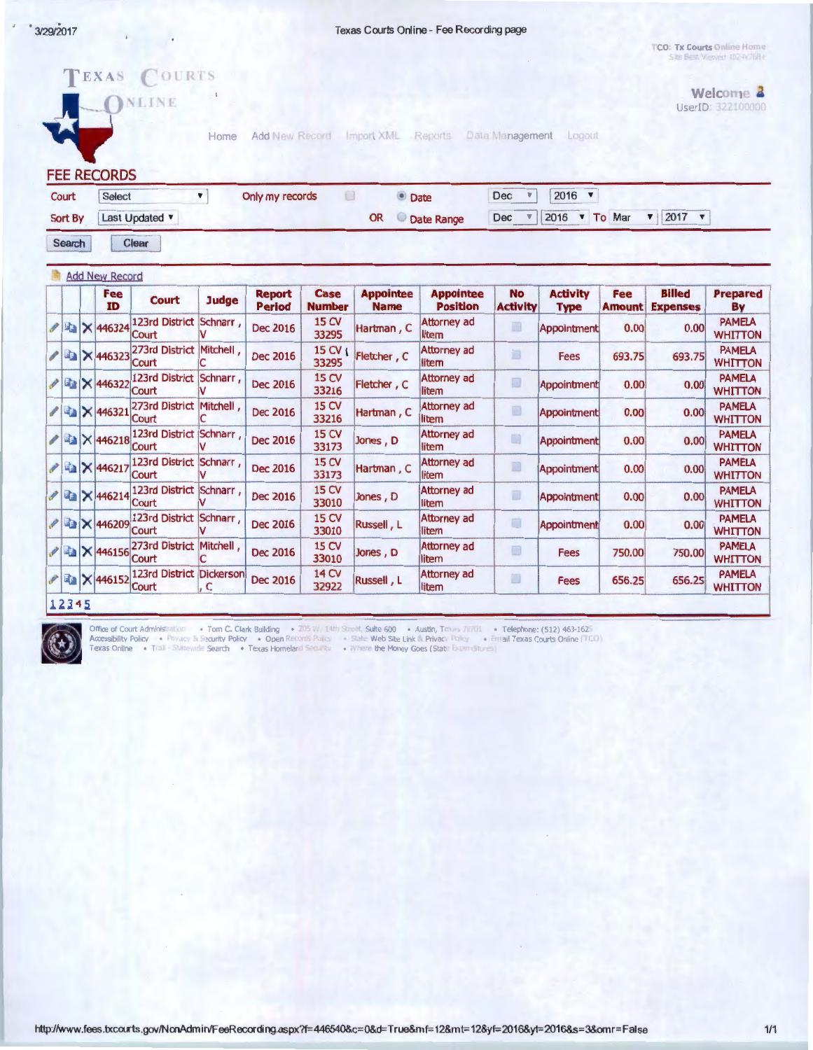# TEXAS COURTS ONLINE

Welcome

UserID: 322100000

Home | Add New Record | Import XML | Reports | Data Management | Logout

## FEE RECORDS

Court: Select | Only my records | Date: Dec 2016

Sort By: Last Updated | OR Date Range: Dec 2016 To Mar 2017

Search | Clear

Add New Record

| Fee ID | Court | Judge | Report Period | Case Number | Appointee Name | Appointee Position | No Activity | Activity Type | Fee Amount | Billed Expenses | Prepared By |
|---|---|---|---|---|---|---|---|---|---|---|---|
| 446324 | 123rd District Court | Schnarr, V | Dec 2016 | 15 CV 33295 | Hartman, C | Attorney ad litem | | Appointment | 0.00 | 0.00 | PAMELA WHITTON |
| 446323 | 273rd District Court | Mitchell, C | Dec 2016 | 15 CV 33295 | Fletcher, C | Attorney ad litem | | Fees | 693.75 | 693.75 | PAMELA WHITTON |
| 446322 | 123rd District Court | Schnarr, V | Dec 2016 | 15 CV 33216 | Fletcher, C | Attorney ad litem | | Appointment | 0.00 | 0.00 | PAMELA WHITTON |
| 446321 | 273rd District Court | Mitchell, C | Dec 2016 | 15 CV 33216 | Hartman, C | Attorney ad litem | | Appointment | 0.00 | 0.00 | PAMELA WHITTON |
| 446218 | 123rd District Court | Schnarr, V | Dec 2016 | 15 CV 33173 | Jones, D | Attorney ad litem | | Appointment | 0.00 | 0.00 | PAMELA WHITTON |
| 446217 | 123rd District Court | Schnarr, V | Dec 2016 | 15 CV 33173 | Hartman, C | Attorney ad litem | | Appointment | 0.00 | 0.00 | PAMELA WHITTON |
| 446214 | 123rd District Court | Schnarr, V | Dec 2016 | 15 CV 33010 | Jones, D | Attorney ad litem | | Appointment | 0.00 | 0.00 | PAMELA WHITTON |
| 446209 | 123rd District Court | Schnarr, V | Dec 2016 | 15 CV 33010 | Russell, L | Attorney ad litem | | Appointment | 0.00 | 0.00 | PAMELA WHITTON |
| 446156 | 273rd District Court | Mitchell, C | Dec 2016 | 15 CV 33010 | Jones, D | Attorney ad litem | | Fees | 750.00 | 750.00 | PAMELA WHITTON |
| 446152 | 123rd District Court | Dickerson, C | Dec 2016 | 14 CV 32922 | Russell, L | Attorney ad litem | | Fees | 656.25 | 656.25 | PAMELA WHITTON |

1 2 3 4 5

Office of Court Administration • Tom C. Clark Building • 205 W. 14th Street, Suite 600 • Austin, Texas 78701 • Telephone: (512) 463-1625
Accessibility Policy • Privacy & Security Policy • Open Records Policy • State Web Site Link & Privacy Policy • Email Texas Courts Online (TCO)
Texas Online • Trail - Statewide Search • Texas Homeland Security • Where the Money Goes (State Expenditures)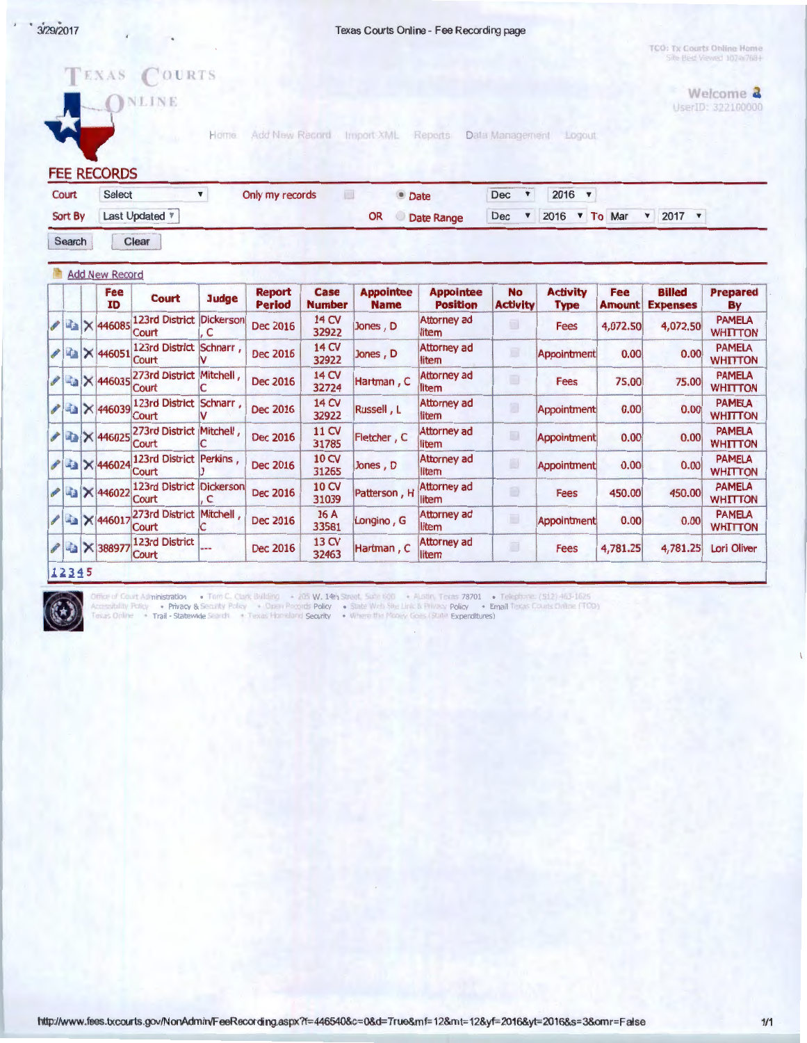TEXAS COURTS ONLINE

Welcome
UserID: 322100000

Home Add New Record Import XML Reports Data Management Logout

## FEE RECORDS

Court: Select | Only my records | Date: Dec 2016
Sort By: Last Updated | OR Date Range: Dec 2016 To Mar 2017

Search Clear

Add New Record

| | | | Fee ID | Court | Judge | Report Period | Case Number | Appointee Name | Appointee Position | No Activity | Activity Type | Fee Amount | Billed Expenses | Prepared By |
|---|---|---|---|---|---|---|---|---|---|---|---|---|---|---|
| | | X | 446085 | 123rd District Court | Dickerson, C | Dec 2016 | 14 CV 32922 | Jones, D | Attorney ad litem | | Fees | 4,072.50 | 4,072.50 | PAMELA WHITTON |
| | | X | 446051 | 123rd District Court | Schnarr, V | Dec 2016 | 14 CV 32922 | Jones, D | Attorney ad litem | | Appointment | 0.00 | 0.00 | PAMELA WHITTON |
| | | X | 446035 | 273rd District Court | Mitchell, C | Dec 2016 | 14 CV 32724 | Hartman, C | Attorney ad litem | | Fees | 75.00 | 75.00 | PAMELA WHITTON |
| | | X | 446039 | 123rd District Court | Schnarr, V | Dec 2016 | 14 CV 32922 | Russell, L | Attorney ad litem | | Appointment | 0.00 | 0.00 | PAMELA WHITTON |
| | | X | 446025 | 273rd District Court | Mitchell, C | Dec 2016 | 11 CV 31785 | Fletcher, C | Attorney ad litem | | Appointment | 0.00 | 0.00 | PAMELA WHITTON |
| | | X | 446024 | 123rd District Court | Perkins, J | Dec 2016 | 10 CV 31265 | Jones, D | Attorney ad litem | | Appointment | 0.00 | 0.00 | PAMELA WHITTON |
| | | X | 446022 | 123rd District Court | Dickerson, C | Dec 2016 | 10 CV 31039 | Patterson, H | Attorney ad litem | | Fees | 450.00 | 450.00 | PAMELA WHITTON |
| | | X | 446017 | 273rd District Court | Mitchell, C | Dec 2016 | 16 A 33581 | Longino, G | Attorney ad litem | | Appointment | 0.00 | 0.00 | PAMELA WHITTON |
| | | X | 388977 | 123rd District Court | --- | Dec 2016 | 13 CV 32463 | Hartman, C | Attorney ad litem | | Fees | 4,781.25 | 4,781.25 | Lori Oliver |

1 2 3 4 5

Office of Court Administration • Tom C. Clark Building • 205 W. 14th Street, Suite 600 • Austin, Texas 78701 • Telephone: (512) 463-1625
Accessibility Policy • Privacy & Security Policy • Open Records Policy • State Web Site Link & Privacy Policy • Email Texas Courts Online (TCO)
Texas Online • Trail - Statewide Search • Texas Homeland Security • Where the Money Goes (State Expenditures)